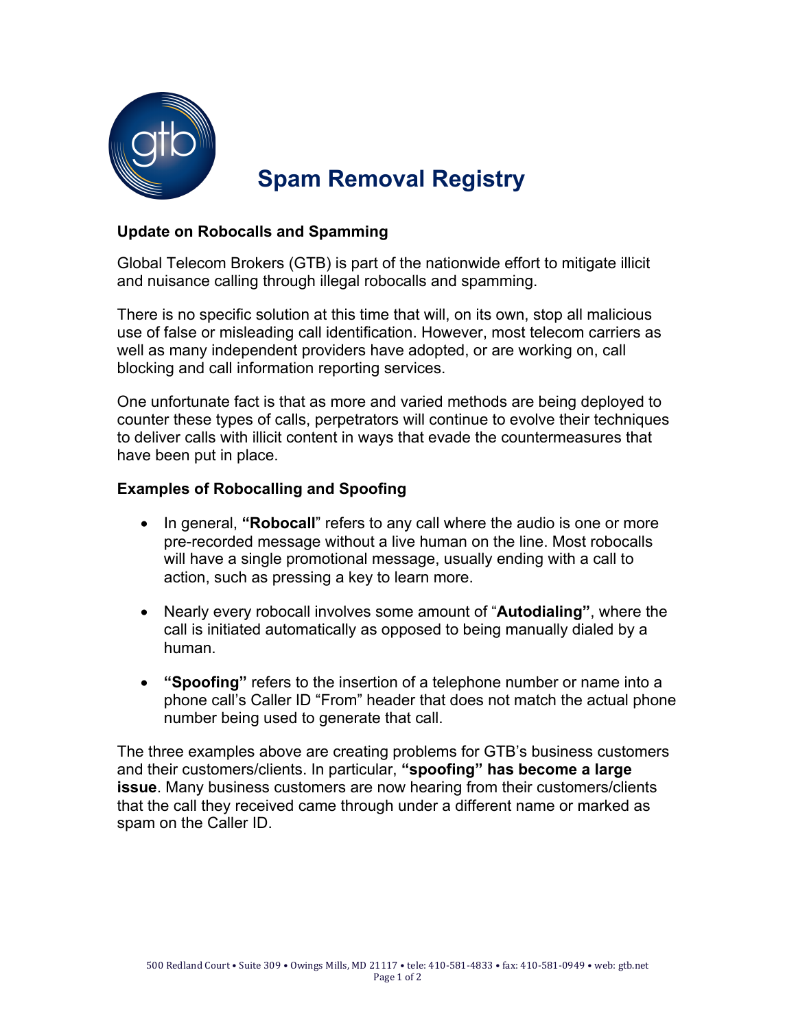# Spam Removal Registry

## Update on Robocalls and Spamming

Global Telecom Brokers (GTB) is part of the nationwide effort to mitigate illicit and nuisance calling through illegal robocalls and spamming.

There is no specific solution at this time that will, on its own, stop all malicious use of false or misleading call identification. However, most telecom carriers as well as many independent providers have adopted, or are working on, call blocking and call information reporting services.

One unfortunate fact is that as more and varied methods are being deployed to counter these types of calls, perpetrators will continue to evolve their techniques to deliver calls with illicit content in ways that evade the countermeasures that have been put in place.

## Examples of Robocalling and Spoofing

- In general, **"Robocall**" refers to any call where the audio is one or more pre-recorded message without a live human on the line. Most robocalls will have a single promotional message, usually ending with a call to action, such as pressing a key to learn more.

- Nearly every robocall involves some amount of "**Autodialing"**, where the call is initiated automatically as opposed to being manually dialed by a human.

- **"Spoofing"** refers to the insertion of a telephone number or name into a phone call's Caller ID "From" header that does not match the actual phone number being used to generate that call.

The three examples above are creating problems for GTB's business customers and their customers/clients. In particular, **"spoofing" has become a large issue**. Many business customers are now hearing from their customers/clients that the call they received came through under a different name or marked as spam on the Caller ID.

500 Redland Court • Suite 309 • Owings Mills, MD 21117 • tele: 410-581-4833 • fax: 410-581-0949 • web: gtb.net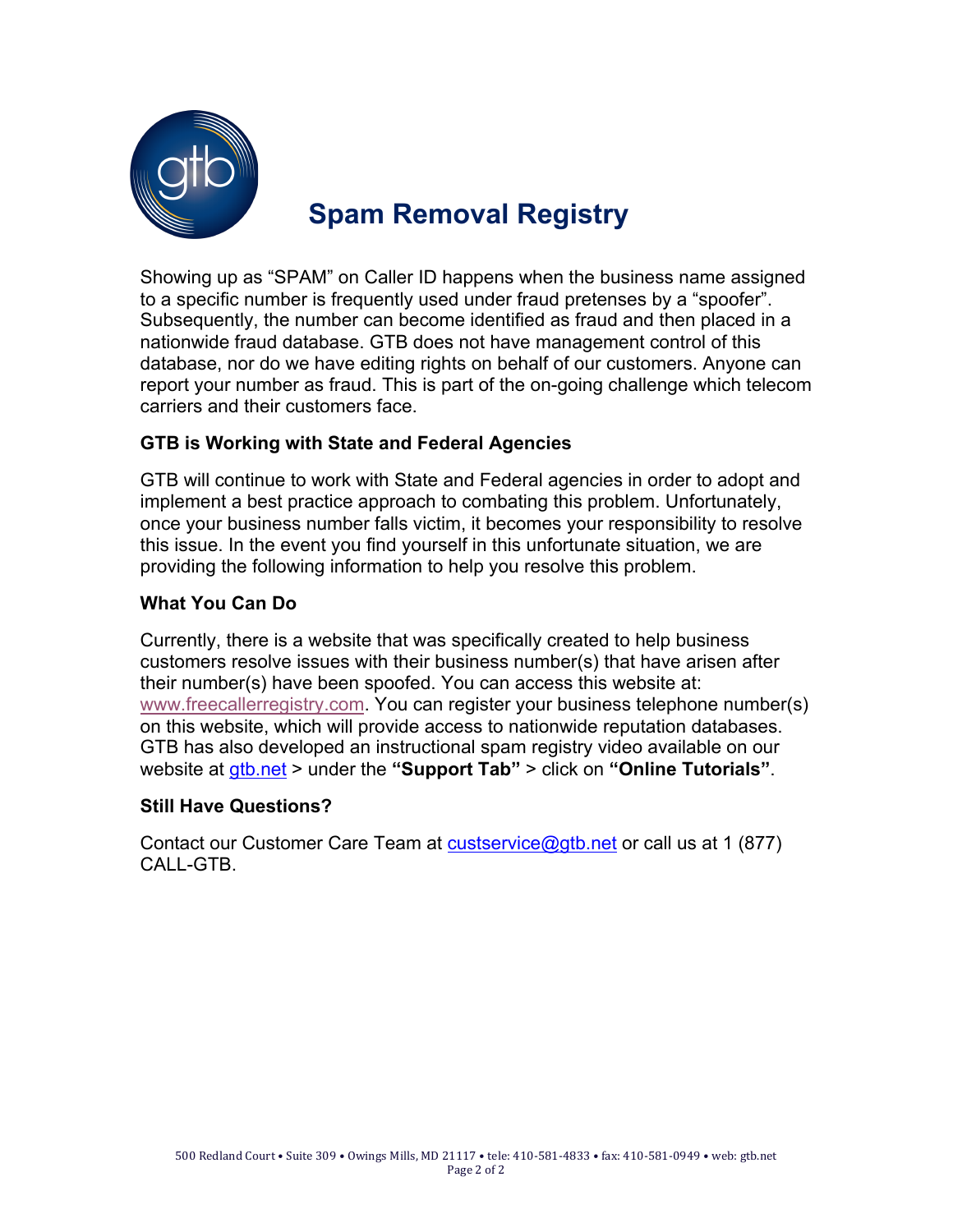# Spam Removal Registry

Showing up as "SPAM" on Caller ID happens when the business name assigned to a specific number is frequently used under fraud pretenses by a "spoofer". Subsequently, the number can become identified as fraud and then placed in a nationwide fraud database. GTB does not have management control of this database, nor do we have editing rights on behalf of our customers. Anyone can report your number as fraud. This is part of the on-going challenge which telecom carriers and their customers face.

### GTB is Working with State and Federal Agencies

GTB will continue to work with State and Federal agencies in order to adopt and implement a best practice approach to combating this problem. Unfortunately, once your business number falls victim, it becomes your responsibility to resolve this issue. In the event you find yourself in this unfortunate situation, we are providing the following information to help you resolve this problem.

### What You Can Do

Currently, there is a website that was specifically created to help business customers resolve issues with their business number(s) that have arisen after their number(s) have been spoofed. You can access this website at: www.freecallerregistry.com. You can register your business telephone number(s) on this website, which will provide access to nationwide reputation databases. GTB has also developed an instructional spam registry video available on our website at gtb.net > under the **"Support Tab"** > click on **"Online Tutorials"**.

### Still Have Questions?

Contact our Customer Care Team at custservice@gtb.net or call us at 1 (877) CALL-GTB.

500 Redland Court • Suite 309 • Owings Mills, MD 21117 • tele: 410-581-4833 • fax: 410-581-0949 • web: gtb.net